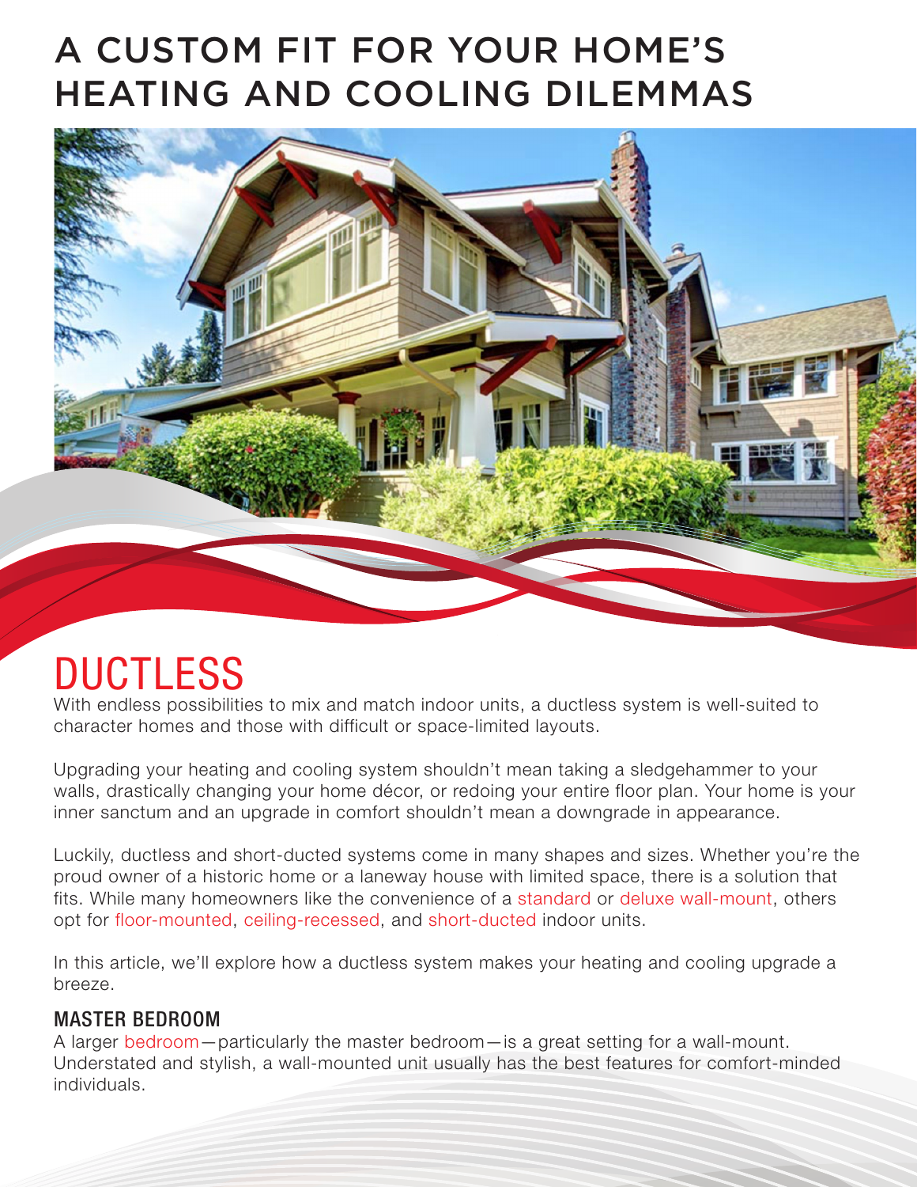# A CUSTOM FIT FOR YOUR HOME'S HEATING AND COOLING DILEMMAS

## DUCTLESS

With endless possibilities to mix and match indoor units, a ductless system is well-suited to character homes and those with difficult or space-limited layouts.

Upgrading your heating and cooling system shouldn't mean taking a sledgehammer to your walls, drastically changing your home décor, or redoing your entire floor plan. Your home is your inner sanctum and an upgrade in comfort shouldn't mean a downgrade in appearance.

Luckily, ductless and short-ducted systems come in many shapes and sizes. Whether you're the proud owner of a historic home or a laneway house with limited space, there is a solution that fits. While many homeowners like the convenience of a standard or deluxe wall-mount, others opt for floor-mounted, ceiling-recessed, and short-ducted indoor units.

In this article, we'll explore how a ductless system makes your heating and cooling upgrade a breeze.

### MASTER BEDROOM

A larger bedroom—particularly the master bedroom—is a great setting for a wall-mount. Understated and stylish, a wall-mounted unit usually has the best features for comfort-minded individuals.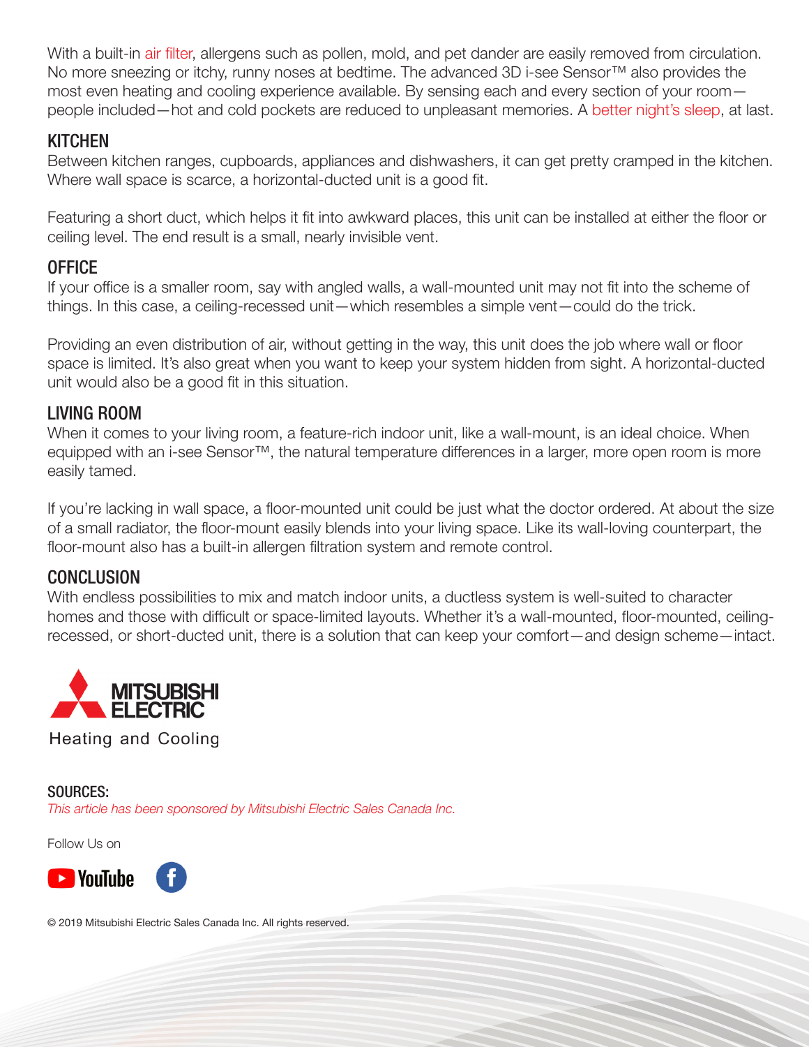With a built-in air filter, allergens such as pollen, mold, and pet dander are easily removed from circulation. No more sneezing or itchy, runny noses at bedtime. The advanced 3D i-see Sensor™ also provides the most even heating and cooling experience available. By sensing each and every section of your room—people included—hot and cold pockets are reduced to unpleasant memories. A better night's sleep, at last.

## KITCHEN

Between kitchen ranges, cupboards, appliances and dishwashers, it can get pretty cramped in the kitchen. Where wall space is scarce, a horizontal-ducted unit is a good fit.

Featuring a short duct, which helps it fit into awkward places, this unit can be installed at either the floor or ceiling level. The end result is a small, nearly invisible vent.

## OFFICE

If your office is a smaller room, say with angled walls, a wall-mounted unit may not fit into the scheme of things. In this case, a ceiling-recessed unit—which resembles a simple vent—could do the trick.

Providing an even distribution of air, without getting in the way, this unit does the job where wall or floor space is limited. It's also great when you want to keep your system hidden from sight. A horizontal-ducted unit would also be a good fit in this situation.

## LIVING ROOM

When it comes to your living room, a feature-rich indoor unit, like a wall-mount, is an ideal choice. When equipped with an i-see Sensor™, the natural temperature differences in a larger, more open room is more easily tamed.

If you're lacking in wall space, a floor-mounted unit could be just what the doctor ordered. At about the size of a small radiator, the floor-mount easily blends into your living space. Like its wall-loving counterpart, the floor-mount also has a built-in allergen filtration system and remote control.

## CONCLUSION

With endless possibilities to mix and match indoor units, a ductless system is well-suited to character homes and those with difficult or space-limited layouts. Whether it's a wall-mounted, floor-mounted, ceiling-recessed, or short-ducted unit, there is a solution that can keep your comfort—and design scheme—intact.

MITSUBISHI ELECTRIC
Heating and Cooling

## SOURCES:

*This article has been sponsored by Mitsubishi Electric Sales Canada Inc.*

Follow Us on

YouTube

© 2019 Mitsubishi Electric Sales Canada Inc. All rights reserved.